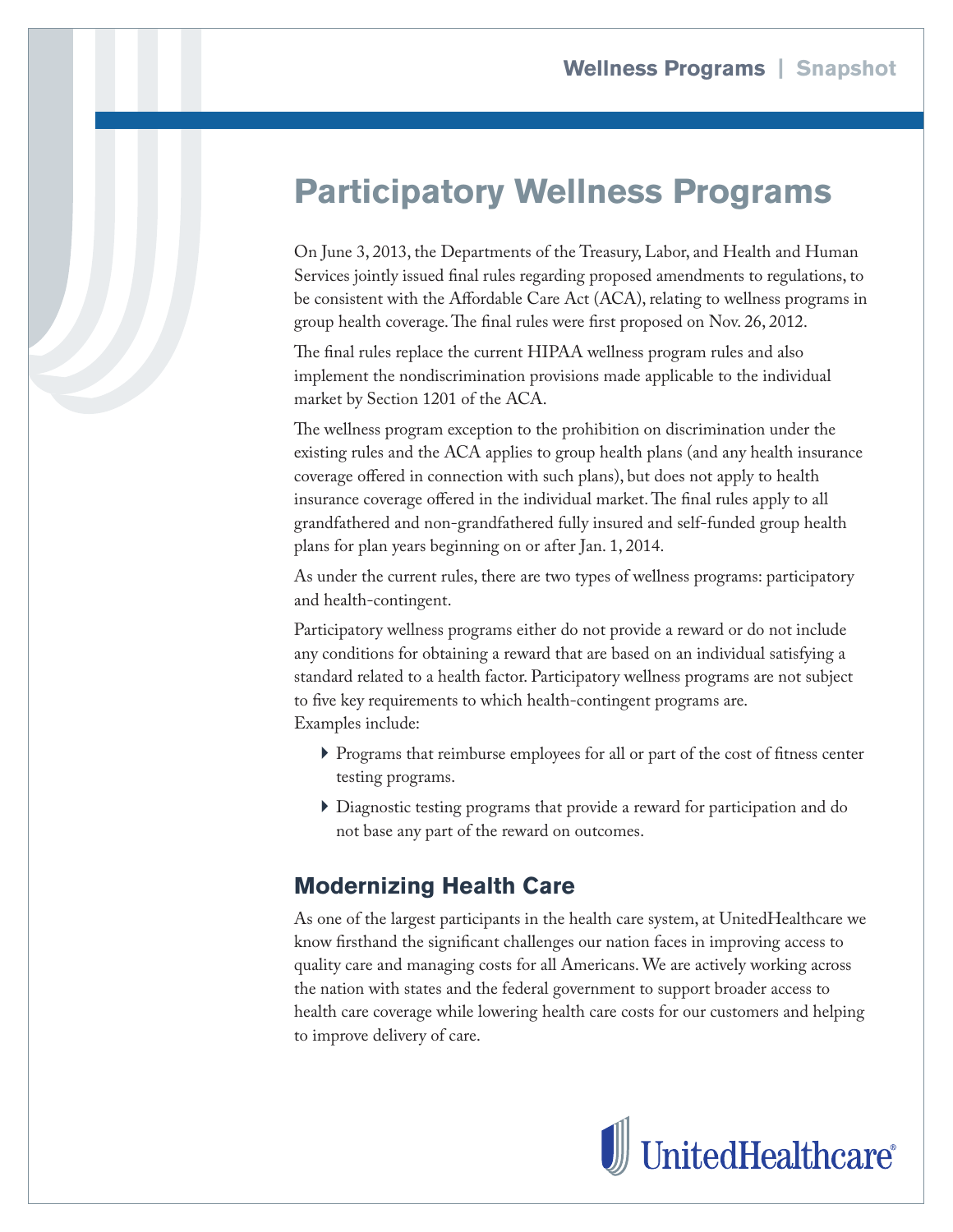# Participatory Wellness Programs

On June 3, 2013, the Departments of the Treasury, Labor, and Health and Human Services jointly issued final rules regarding proposed amendments to regulations, to be consistent with the Affordable Care Act (ACA), relating to wellness programs in group health coverage. The final rules were first proposed on Nov. 26, 2012.

The final rules replace the current HIPAA wellness program rules and also implement the nondiscrimination provisions made applicable to the individual market by Section 1201 of the ACA.

The wellness program exception to the prohibition on discrimination under the existing rules and the ACA applies to group health plans (and any health insurance coverage offered in connection with such plans), but does not apply to health insurance coverage offered in the individual market. The final rules apply to all grandfathered and non-grandfathered fully insured and self-funded group health plans for plan years beginning on or after Jan. 1, 2014.

As under the current rules, there are two types of wellness programs: participatory and health-contingent.

Participatory wellness programs either do not provide a reward or do not include any conditions for obtaining a reward that are based on an individual satisfying a standard related to a health factor. Participatory wellness programs are not subject to five key requirements to which health-contingent programs are. Examples include:

- Programs that reimburse employees for all or part of the cost of fitness center testing programs.
- Diagnostic testing programs that provide a reward for participation and do not base any part of the reward on outcomes.

## Modernizing Health Care

As one of the largest participants in the health care system, at UnitedHealthcare we know firsthand the significant challenges our nation faces in improving access to quality care and managing costs for all Americans. We are actively working across the nation with states and the federal government to support broader access to health care coverage while lowering health care costs for our customers and helping to improve delivery of care.

UnitedHealthcare®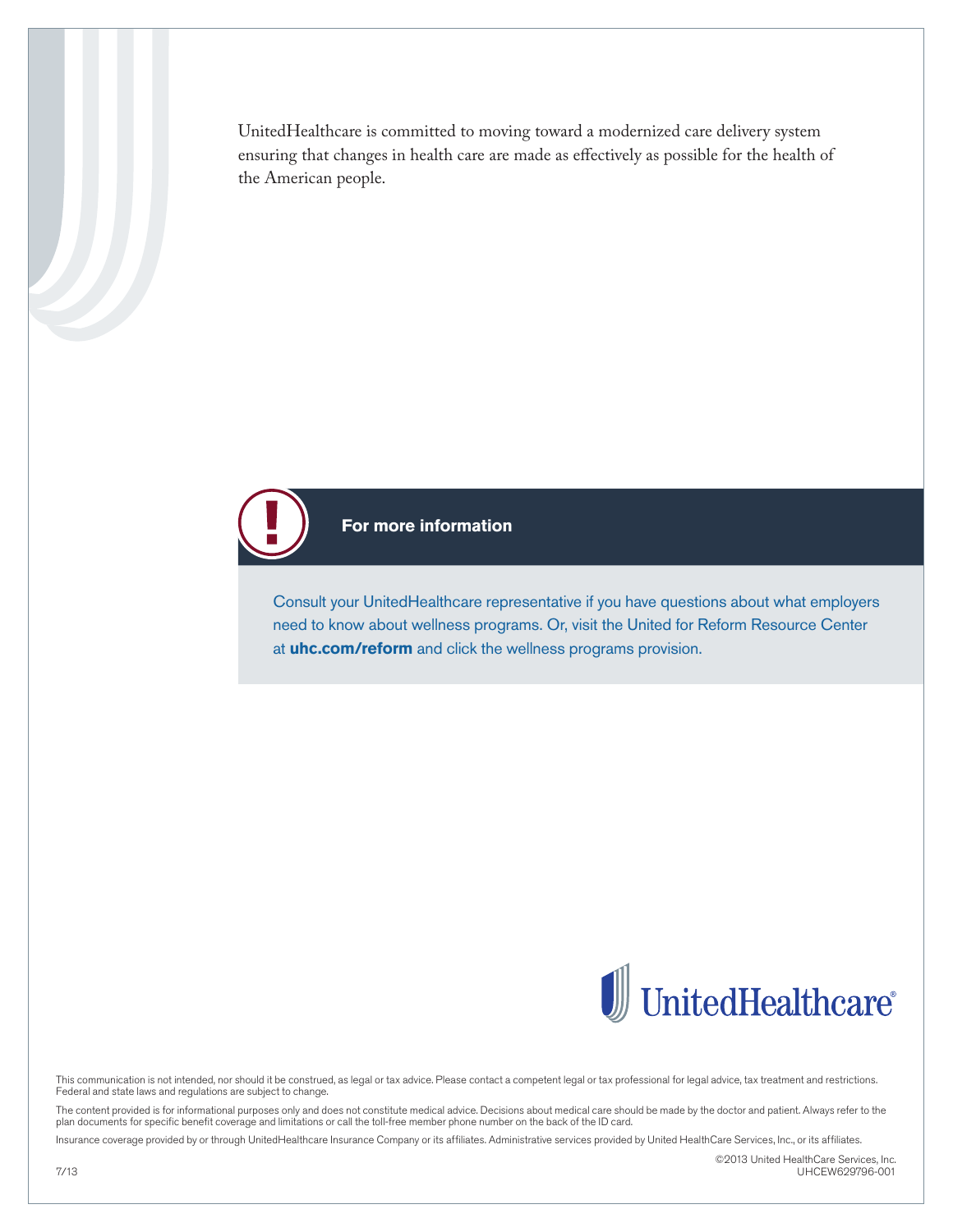UnitedHealthcare is committed to moving toward a modernized care delivery system ensuring that changes in health care are made as effectively as possible for the health of the American people.

## For more information

Consult your UnitedHealthcare representative if you have questions about what employers need to know about wellness programs. Or, visit the United for Reform Resource Center at **uhc.com/reform** and click the wellness programs provision.

UnitedHealthcare®

This communication is not intended, nor should it be construed, as legal or tax advice. Please contact a competent legal or tax professional for legal advice, tax treatment and restrictions. Federal and state laws and regulations are subject to change.

The content provided is for informational purposes only and does not constitute medical advice. Decisions about medical care should be made by the doctor and patient. Always refer to the plan documents for specific benefit coverage and limitations or call the toll-free member phone number on the back of the ID card.

Insurance coverage provided by or through UnitedHealthcare Insurance Company or its affiliates. Administrative services provided by United HealthCare Services, Inc., or its affiliates.

7/13

©2013 United HealthCare Services, Inc.
UHCEW629796-001